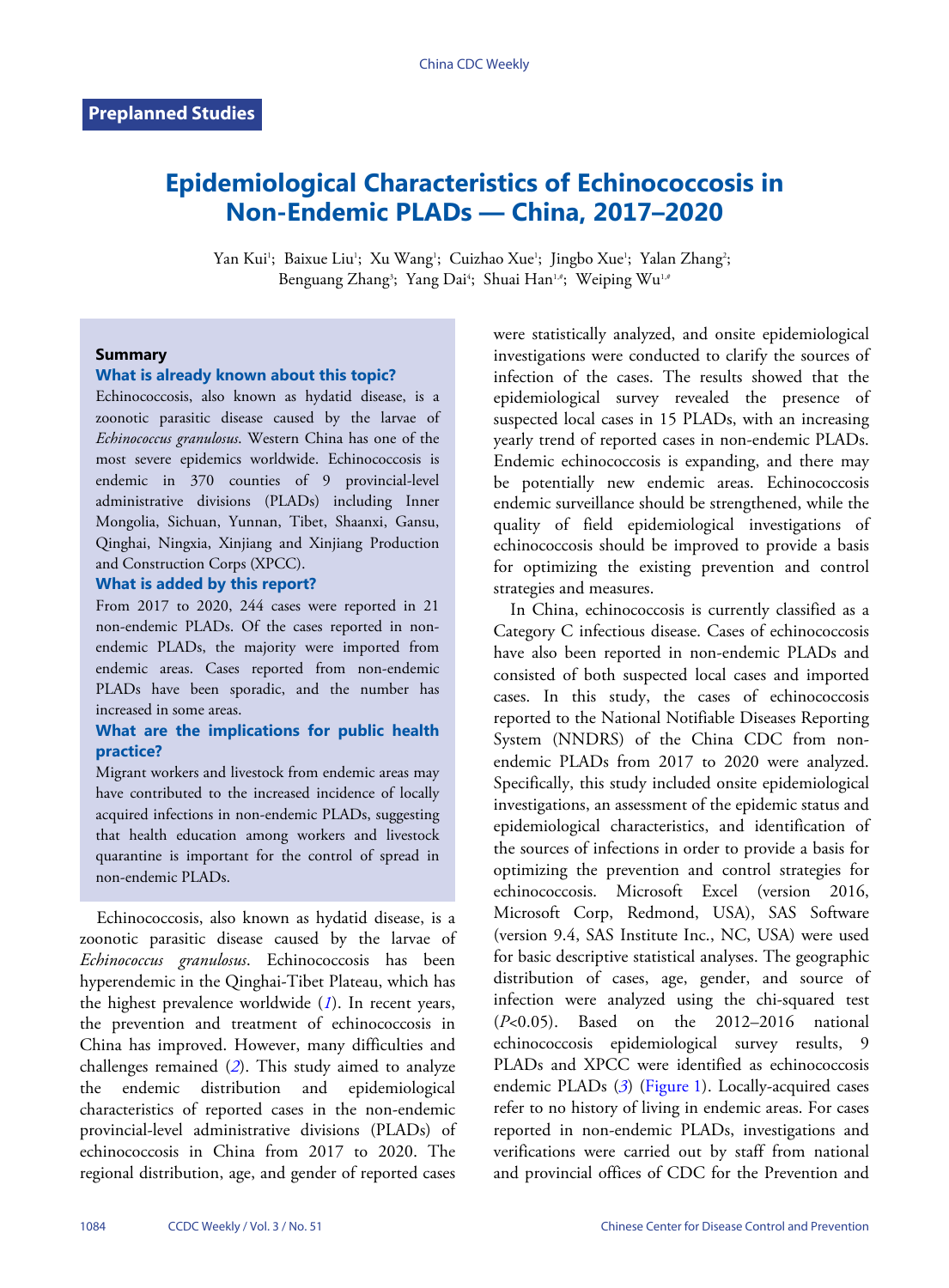Preplanned Studies

# Epidemiological Characteristics of Echinococcosis in Non-Endemic PLADs — China, 2017–2020

Yan Kui[1]; Baixue Liu[1]; Xu Wang[1]; Cuizhao Xue[1]; Jingbo Xue[1]; Yalan Zhang[2]; Benguang Zhang[3]; Yang Dai[4]; Shuai Han[1,#]; Weiping Wu[1,#]

### Summary

**What is already known about this topic?**

Echinococcosis, also known as hydatid disease, is a zoonotic parasitic disease caused by the larvae of *Echinococcus granulosus*. Western China has one of the most severe epidemics worldwide. Echinococcosis is endemic in 370 counties of 9 provincial-level administrative divisions (PLADs) including Inner Mongolia, Sichuan, Yunnan, Tibet, Shaanxi, Gansu, Qinghai, Ningxia, Xinjiang and Xinjiang Production and Construction Corps (XPCC).

**What is added by this report?**

From 2017 to 2020, 244 cases were reported in 21 non-endemic PLADs. Of the cases reported in non-endemic PLADs, the majority were imported from endemic areas. Cases reported from non-endemic PLADs have been sporadic, and the number has increased in some areas.

**What are the implications for public health practice?**

Migrant workers and livestock from endemic areas may have contributed to the increased incidence of locally acquired infections in non-endemic PLADs, suggesting that health education among workers and livestock quarantine is important for the control of spread in non-endemic PLADs.

Echinococcosis, also known as hydatid disease, is a zoonotic parasitic disease caused by the larvae of *Echinococcus granulosus*. Echinococcosis has been hyperendemic in the Qinghai-Tibet Plateau, which has the highest prevalence worldwide (*1*). In recent years, the prevention and treatment of echinococcosis in China has improved. However, many difficulties and challenges remained (*2*). This study aimed to analyze the endemic distribution and epidemiological characteristics of reported cases in the non-endemic provincial-level administrative divisions (PLADs) of echinococcosis in China from 2017 to 2020. The regional distribution, age, and gender of reported cases were statistically analyzed, and onsite epidemiological investigations were conducted to clarify the sources of infection of the cases. The results showed that the epidemiological survey revealed the presence of suspected local cases in 15 PLADs, with an increasing yearly trend of reported cases in non-endemic PLADs. Endemic echinococcosis is expanding, and there may be potentially new endemic areas. Echinococcosis endemic surveillance should be strengthened, while the quality of field epidemiological investigations of echinococcosis should be improved to provide a basis for optimizing the existing prevention and control strategies and measures.

In China, echinococcosis is currently classified as a Category C infectious disease. Cases of echinococcosis have also been reported in non-endemic PLADs and consisted of both suspected local cases and imported cases. In this study, the cases of echinococcosis reported to the National Notifiable Diseases Reporting System (NNDRS) of the China CDC from non-endemic PLADs from 2017 to 2020 were analyzed. Specifically, this study included onsite epidemiological investigations, an assessment of the epidemic status and epidemiological characteristics, and identification of the sources of infections in order to provide a basis for optimizing the prevention and control strategies for echinococcosis. Microsoft Excel (version 2016, Microsoft Corp, Redmond, USA), SAS Software (version 9.4, SAS Institute Inc., NC, USA) were used for basic descriptive statistical analyses. The geographic distribution of cases, age, gender, and source of infection were analyzed using the chi-squared test ($P<0.05$). Based on the 2012–2016 national echinococcosis epidemiological survey results, 9 PLADs and XPCC were identified as echinococcosis endemic PLADs (*3*) (Figure 1). Locally-acquired cases refer to no history of living in endemic areas. For cases reported in non-endemic PLADs, investigations and verifications were carried out by staff from national and provincial offices of CDC for the Prevention and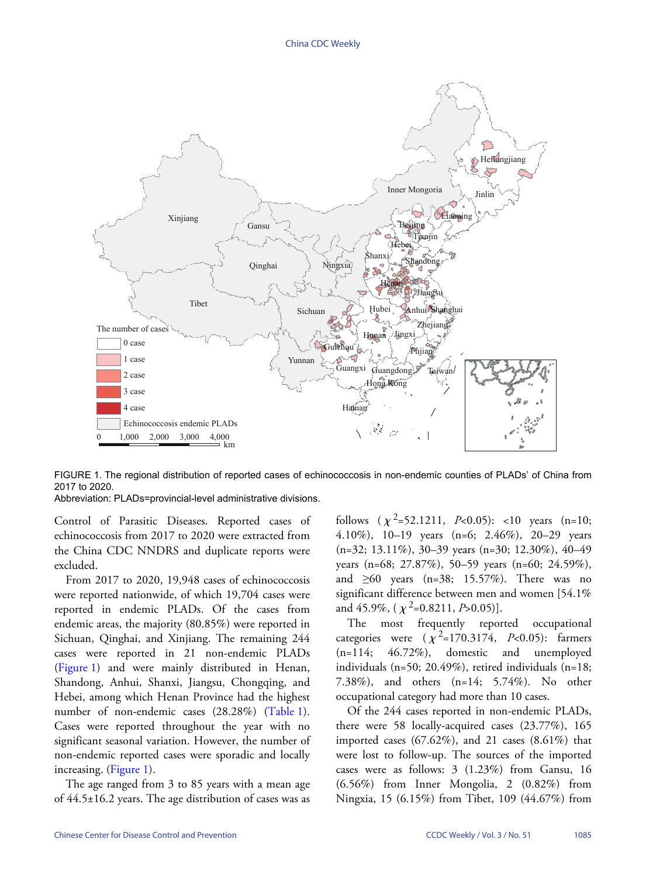FIGURE 1. The regional distribution of reported cases of echinococcosis in non-endemic counties of PLADs' of China from 2017 to 2020.

Abbreviation: PLADs=provincial-level administrative divisions.

Control of Parasitic Diseases. Reported cases of echinococcosis from 2017 to 2020 were extracted from the China CDC NNDRS and duplicate reports were excluded.

From 2017 to 2020, 19,948 cases of echinococcosis were reported nationwide, of which 19,704 cases were reported in endemic PLADs. Of the cases from endemic areas, the majority (80.85%) were reported in Sichuan, Qinghai, and Xinjiang. The remaining 244 cases were reported in 21 non-endemic PLADs (Figure 1) and were mainly distributed in Henan, Shandong, Anhui, Shanxi, Jiangsu, Chongqing, and Hebei, among which Henan Province had the highest number of non-endemic cases (28.28%) (Table 1). Cases were reported throughout the year with no significant seasonal variation. However, the number of non-endemic reported cases were sporadic and locally increasing. (Figure 1).

The age ranged from 3 to 85 years with a mean age of 44.5±16.2 years. The age distribution of cases was as follows ($\chi^2$=52.1211, $P$<0.05): <10 years (n=10; 4.10%), 10–19 years (n=6; 2.46%), 20–29 years (n=32; 13.11%), 30–39 years (n=30; 12.30%), 40–49 years (n=68; 27.87%), 50–59 years (n=60; 24.59%), and ≥60 years (n=38; 15.57%). There was no significant difference between men and women [54.1% and 45.9%, ($\chi^2$=0.8211, $P$>0.05)].

The most frequently reported occupational categories were ($\chi^2$=170.3174, $P$<0.05): farmers (n=114; 46.72%), domestic and unemployed individuals (n=50; 20.49%), retired individuals (n=18; 7.38%), and others (n=14; 5.74%). No other occupational category had more than 10 cases.

Of the 244 cases reported in non-endemic PLADs, there were 58 locally-acquired cases (23.77%), 165 imported cases (67.62%), and 21 cases (8.61%) that were lost to follow-up. The sources of the imported cases were as follows: 3 (1.23%) from Gansu, 16 (6.56%) from Inner Mongolia, 2 (0.82%) from Ningxia, 15 (6.15%) from Tibet, 109 (44.67%) from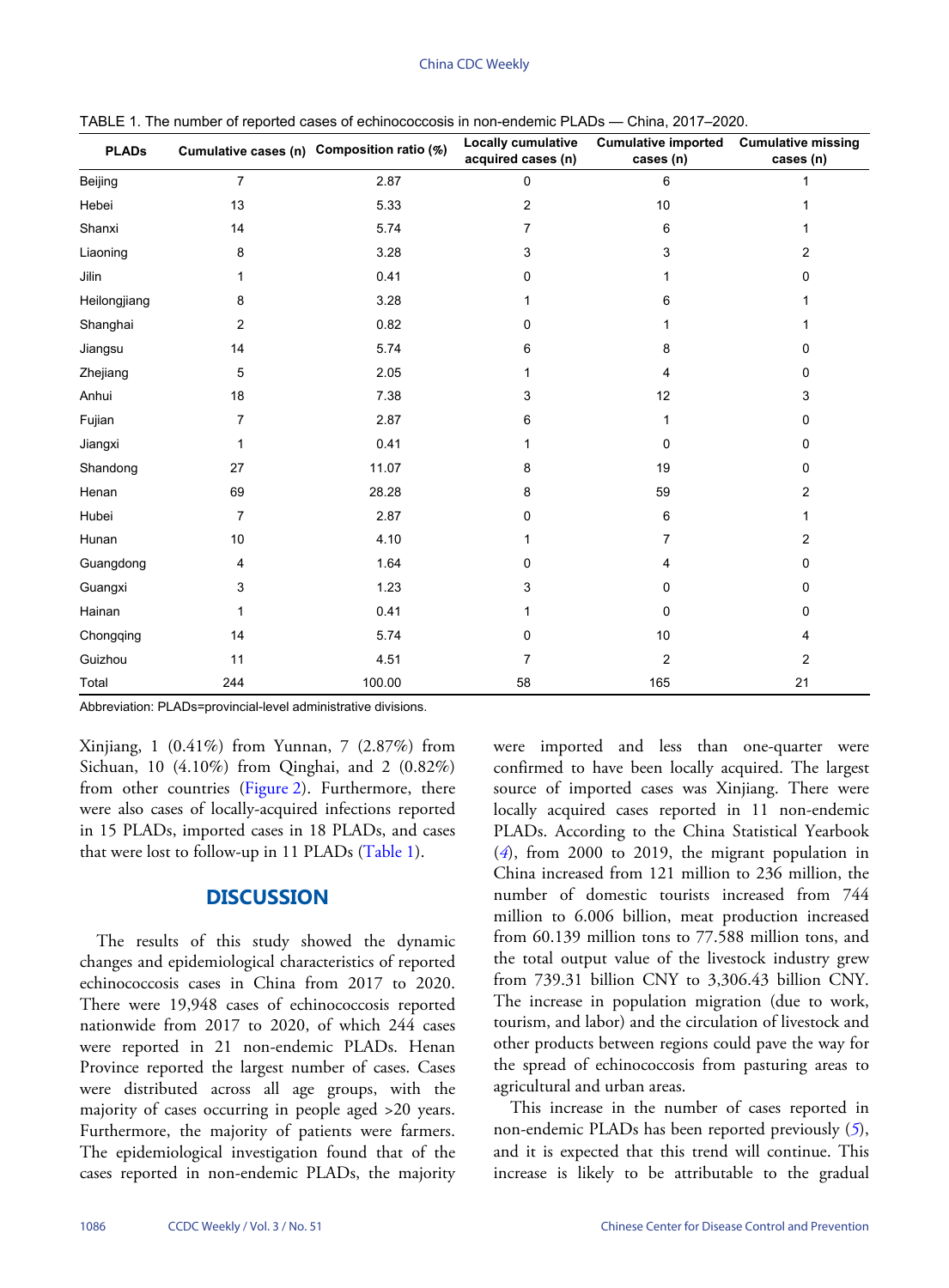TABLE 1. The number of reported cases of echinococcosis in non-endemic PLADs — China, 2017–2020.

| PLADs | Cumulative cases (n) | Composition ratio (%) | Locally cumulative acquired cases (n) | Cumulative imported cases (n) | Cumulative missing cases (n) |
|---|---|---|---|---|---|
| Beijing | 7 | 2.87 | 0 | 6 | 1 |
| Hebei | 13 | 5.33 | 2 | 10 | 1 |
| Shanxi | 14 | 5.74 | 7 | 6 | 1 |
| Liaoning | 8 | 3.28 | 3 | 3 | 2 |
| Jilin | 1 | 0.41 | 0 | 1 | 0 |
| Heilongjiang | 8 | 3.28 | 1 | 6 | 1 |
| Shanghai | 2 | 0.82 | 0 | 1 | 1 |
| Jiangsu | 14 | 5.74 | 6 | 8 | 0 |
| Zhejiang | 5 | 2.05 | 1 | 4 | 0 |
| Anhui | 18 | 7.38 | 3 | 12 | 3 |
| Fujian | 7 | 2.87 | 6 | 1 | 0 |
| Jiangxi | 1 | 0.41 | 1 | 0 | 0 |
| Shandong | 27 | 11.07 | 8 | 19 | 0 |
| Henan | 69 | 28.28 | 8 | 59 | 2 |
| Hubei | 7 | 2.87 | 0 | 6 | 1 |
| Hunan | 10 | 4.10 | 1 | 7 | 2 |
| Guangdong | 4 | 1.64 | 0 | 4 | 0 |
| Guangxi | 3 | 1.23 | 3 | 0 | 0 |
| Hainan | 1 | 0.41 | 1 | 0 | 0 |
| Chongqing | 14 | 5.74 | 0 | 10 | 4 |
| Guizhou | 11 | 4.51 | 7 | 2 | 2 |
| Total | 244 | 100.00 | 58 | 165 | 21 |

Abbreviation: PLADs=provincial-level administrative divisions.

Xinjiang, 1 (0.41%) from Yunnan, 7 (2.87%) from Sichuan, 10 (4.10%) from Qinghai, and 2 (0.82%) from other countries (Figure 2). Furthermore, there were also cases of locally-acquired infections reported in 15 PLADs, imported cases in 18 PLADs, and cases that were lost to follow-up in 11 PLADs (Table 1).

## DISCUSSION

The results of this study showed the dynamic changes and epidemiological characteristics of reported echinococcosis cases in China from 2017 to 2020. There were 19,948 cases of echinococcosis reported nationwide from 2017 to 2020, of which 244 cases were reported in 21 non-endemic PLADs. Henan Province reported the largest number of cases. Cases were distributed across all age groups, with the majority of cases occurring in people aged >20 years. Furthermore, the majority of patients were farmers. The epidemiological investigation found that of the cases reported in non-endemic PLADs, the majority were imported and less than one-quarter were confirmed to have been locally acquired. The largest source of imported cases was Xinjiang. There were locally acquired cases reported in 11 non-endemic PLADs. According to the China Statistical Yearbook (*4*), from 2000 to 2019, the migrant population in China increased from 121 million to 236 million, the number of domestic tourists increased from 744 million to 6.006 billion, meat production increased from 60.139 million tons to 77.588 million tons, and the total output value of the livestock industry grew from 739.31 billion CNY to 3,306.43 billion CNY. The increase in population migration (due to work, tourism, and labor) and the circulation of livestock and other products between regions could pave the way for the spread of echinococcosis from pasturing areas to agricultural and urban areas.

This increase in the number of cases reported in non-endemic PLADs has been reported previously (*5*), and it is expected that this trend will continue. This increase is likely to be attributable to the gradual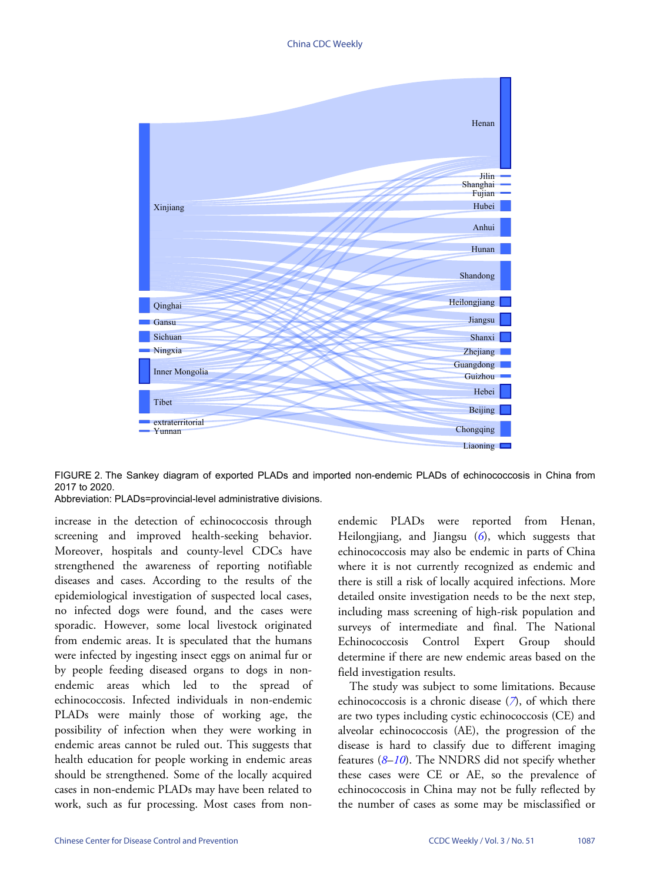FIGURE 2. The Sankey diagram of exported PLADs and imported non-endemic PLADs of echinococcosis in China from 2017 to 2020.

Abbreviation: PLADs=provincial-level administrative divisions.

increase in the detection of echinococcosis through screening and improved health-seeking behavior. Moreover, hospitals and county-level CDCs have strengthened the awareness of reporting notifiable diseases and cases. According to the results of the epidemiological investigation of suspected local cases, no infected dogs were found, and the cases were sporadic. However, some local livestock originated from endemic areas. It is speculated that the humans were infected by ingesting insect eggs on animal fur or by people feeding diseased organs to dogs in non-endemic areas which led to the spread of echinococcosis. Infected individuals in non-endemic PLADs were mainly those of working age, the possibility of infection when they were working in endemic areas cannot be ruled out. This suggests that health education for people working in endemic areas should be strengthened. Some of the locally acquired cases in non-endemic PLADs may have been related to work, such as fur processing. Most cases from non-endemic PLADs were reported from Henan, Heilongjiang, and Jiangsu (*6*), which suggests that echinococcosis may also be endemic in parts of China where it is not currently recognized as endemic and there is still a risk of locally acquired infections. More detailed onsite investigation needs to be the next step, including mass screening of high-risk population and surveys of intermediate and final. The National Echinococcosis Control Expert Group should determine if there are new endemic areas based on the field investigation results.

The study was subject to some limitations. Because echinococcosis is a chronic disease (*7*), of which there are two types including cystic echinococcosis (CE) and alveolar echinococcosis (AE), the progression of the disease is hard to classify due to different imaging features (*8*–*10*). The NNDRS did not specify whether these cases were CE or AE, so the prevalence of echinococcosis in China may not be fully reflected by the number of cases as some may be misclassified or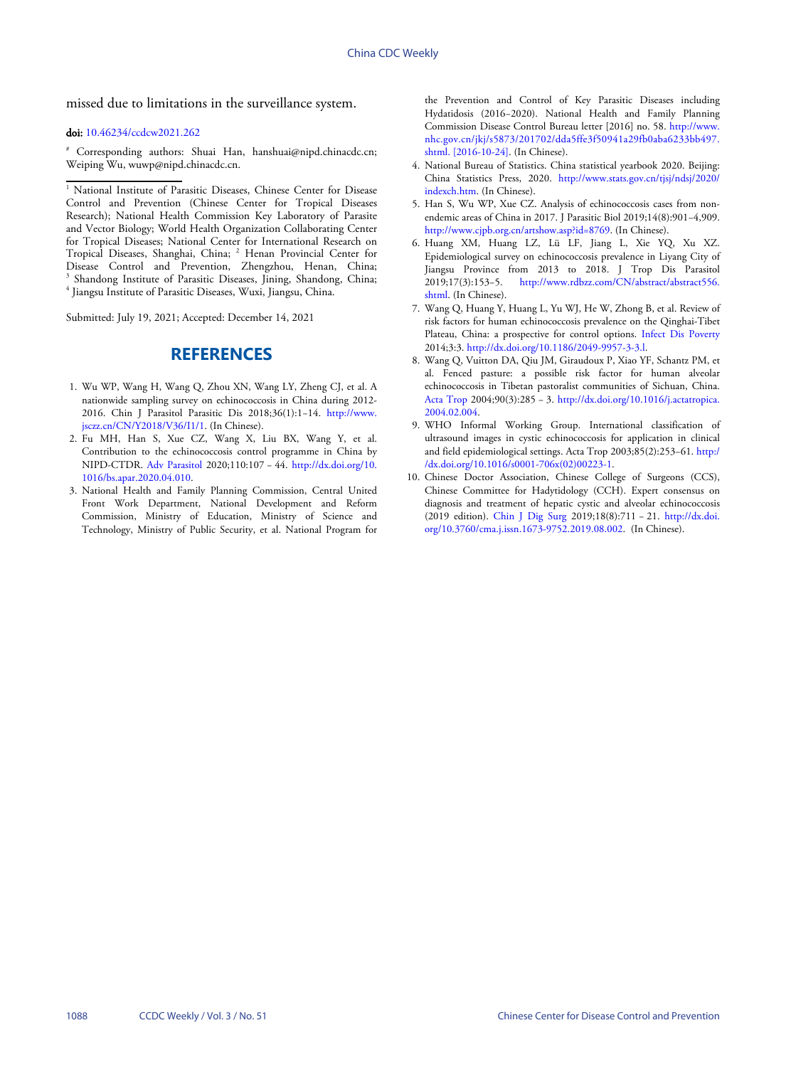missed due to limitations in the surveillance system.

**doi:** 10.46234/ccdcw2021.262

[#] Corresponding authors: Shuai Han, hanshuai@nipd.chinacdc.cn; Weiping Wu, wuwp@nipd.chinacdc.cn.

[1] National Institute of Parasitic Diseases, Chinese Center for Disease Control and Prevention (Chinese Center for Tropical Diseases Research); National Health Commission Key Laboratory of Parasite and Vector Biology; World Health Organization Collaborating Center for Tropical Diseases; National Center for International Research on Tropical Diseases, Shanghai, China; [2] Henan Provincial Center for Disease Control and Prevention, Zhengzhou, Henan, China; [3] Shandong Institute of Parasitic Diseases, Jining, Shandong, China; [4] Jiangsu Institute of Parasitic Diseases, Wuxi, Jiangsu, China.

Submitted: July 19, 2021; Accepted: December 14, 2021

## REFERENCES

1. Wu WP, Wang H, Wang Q, Zhou XN, Wang LY, Zheng CJ, et al. A nationwide sampling survey on echinococcosis in China during 2012-2016. Chin J Parasitol Parasitic Dis 2018;36(1):1–14. http://www.jsczz.cn/CN/Y2018/V36/I1/1. (In Chinese).
2. Fu MH, Han S, Xue CZ, Wang X, Liu BX, Wang Y, et al. Contribution to the echinococcosis control programme in China by NIPD-CTDR. Adv Parasitol 2020;110:107 – 44. http://dx.doi.org/10.1016/bs.apar.2020.04.010.
3. National Health and Family Planning Commission, Central United Front Work Department, National Development and Reform Commission, Ministry of Education, Ministry of Science and Technology, Ministry of Public Security, et al. National Program for the Prevention and Control of Key Parasitic Diseases including Hydatidosis (2016–2020). National Health and Family Planning Commission Disease Control Bureau letter [2016] no. 58. http://www.nhc.gov.cn/jkj/s5873/201702/dda5ffe3f50941a29fb0aba6233bb497.shtml. [2016-10-24]. (In Chinese).
4. National Bureau of Statistics. China statistical yearbook 2020. Beijing: China Statistics Press, 2020. http://www.stats.gov.cn/tjsj/ndsj/2020/indexch.htm. (In Chinese).
5. Han S, Wu WP, Xue CZ. Analysis of echinococcosis cases from non-endemic areas of China in 2017. J Parasitic Biol 2019;14(8):901–4,909. http://www.cjpb.org.cn/artshow.asp?id=8769. (In Chinese).
6. Huang XM, Huang LZ, Lü LF, Jiang L, Xie YQ, Xu XZ. Epidemiological survey on echinococcosis prevalence in Liyang City of Jiangsu Province from 2013 to 2018. J Trop Dis Parasitol 2019;17(3):153–5. http://www.rdbzz.com/CN/abstract/abstract556.shtml. (In Chinese).
7. Wang Q, Huang Y, Huang L, Yu WJ, He W, Zhong B, et al. Review of risk factors for human echinococcosis prevalence on the Qinghai-Tibet Plateau, China: a prospective for control options. Infect Dis Poverty 2014;3:3. http://dx.doi.org/10.1186/2049-9957-3-3.
8. Wang Q, Vuitton DA, Qiu JM, Giraudoux P, Xiao YF, Schantz PM, et al. Fenced pasture: a possible risk factor for human alveolar echinococcosis in Tibetan pastoralist communities of Sichuan, China. Acta Trop 2004;90(3):285 – 3. http://dx.doi.org/10.1016/j.actatropica.2004.02.004.
9. WHO Informal Working Group. International classification of ultrasound images in cystic echinococcosis for application in clinical and field epidemiological settings. Acta Trop 2003;85(2):253–61. http://dx.doi.org/10.1016/s0001-706x(02)00223-1.
10. Chinese Doctor Association, Chinese College of Surgeons (CCS), Chinese Committee for Hadytidology (CCH). Expert consensus on diagnosis and treatment of hepatic cystic and alveolar echinococcosis (2019 edition). Chin J Dig Surg 2019;18(8):711 – 21. http://dx.doi.org/10.3760/cma.j.issn.1673-9752.2019.08.002. (In Chinese).